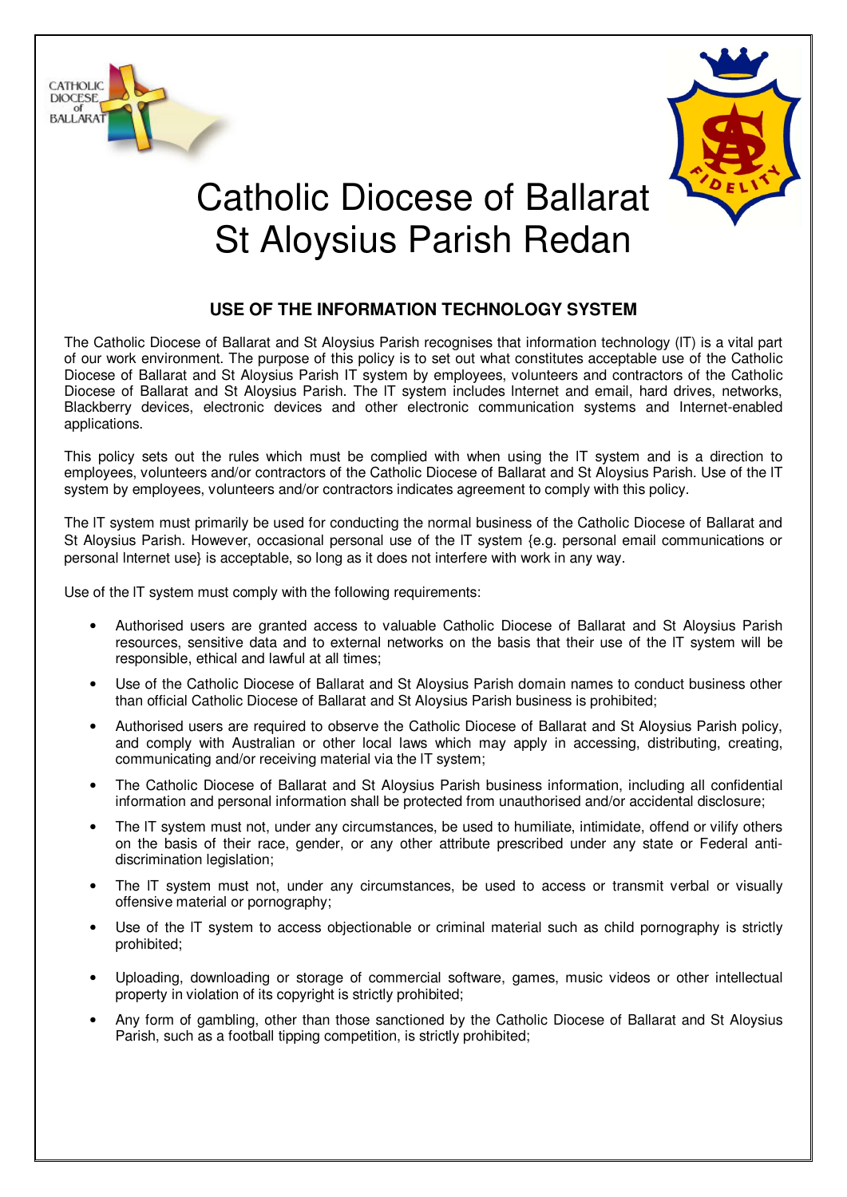# Catholic Diocese of Ballarat
# St Aloysius Parish Redan

## USE OF THE INFORMATION TECHNOLOGY SYSTEM

The Catholic Diocese of Ballarat and St Aloysius Parish recognises that information technology (IT) is a vital part of our work environment. The purpose of this policy is to set out what constitutes acceptable use of the Catholic Diocese of Ballarat and St Aloysius Parish IT system by employees, volunteers and contractors of the Catholic Diocese of Ballarat and St Aloysius Parish. The IT system includes Internet and email, hard drives, networks, Blackberry devices, electronic devices and other electronic communication systems and Internet-enabled applications.

This policy sets out the rules which must be complied with when using the IT system and is a direction to employees, volunteers and/or contractors of the Catholic Diocese of Ballarat and St Aloysius Parish. Use of the IT system by employees, volunteers and/or contractors indicates agreement to comply with this policy.

The IT system must primarily be used for conducting the normal business of the Catholic Diocese of Ballarat and St Aloysius Parish. However, occasional personal use of the IT system {e.g. personal email communications or personal Internet use} is acceptable, so long as it does not interfere with work in any way.

Use of the IT system must comply with the following requirements:

- Authorised users are granted access to valuable Catholic Diocese of Ballarat and St Aloysius Parish resources, sensitive data and to external networks on the basis that their use of the IT system will be responsible, ethical and lawful at all times;
- Use of the Catholic Diocese of Ballarat and St Aloysius Parish domain names to conduct business other than official Catholic Diocese of Ballarat and St Aloysius Parish business is prohibited;
- Authorised users are required to observe the Catholic Diocese of Ballarat and St Aloysius Parish policy, and comply with Australian or other local laws which may apply in accessing, distributing, creating, communicating and/or receiving material via the IT system;
- The Catholic Diocese of Ballarat and St Aloysius Parish business information, including all confidential information and personal information shall be protected from unauthorised and/or accidental disclosure;
- The IT system must not, under any circumstances, be used to humiliate, intimidate, offend or vilify others on the basis of their race, gender, or any other attribute prescribed under any state or Federal anti-discrimination legislation;
- The IT system must not, under any circumstances, be used to access or transmit verbal or visually offensive material or pornography;
- Use of the IT system to access objectionable or criminal material such as child pornography is strictly prohibited;
- Uploading, downloading or storage of commercial software, games, music videos or other intellectual property in violation of its copyright is strictly prohibited;
- Any form of gambling, other than those sanctioned by the Catholic Diocese of Ballarat and St Aloysius Parish, such as a football tipping competition, is strictly prohibited;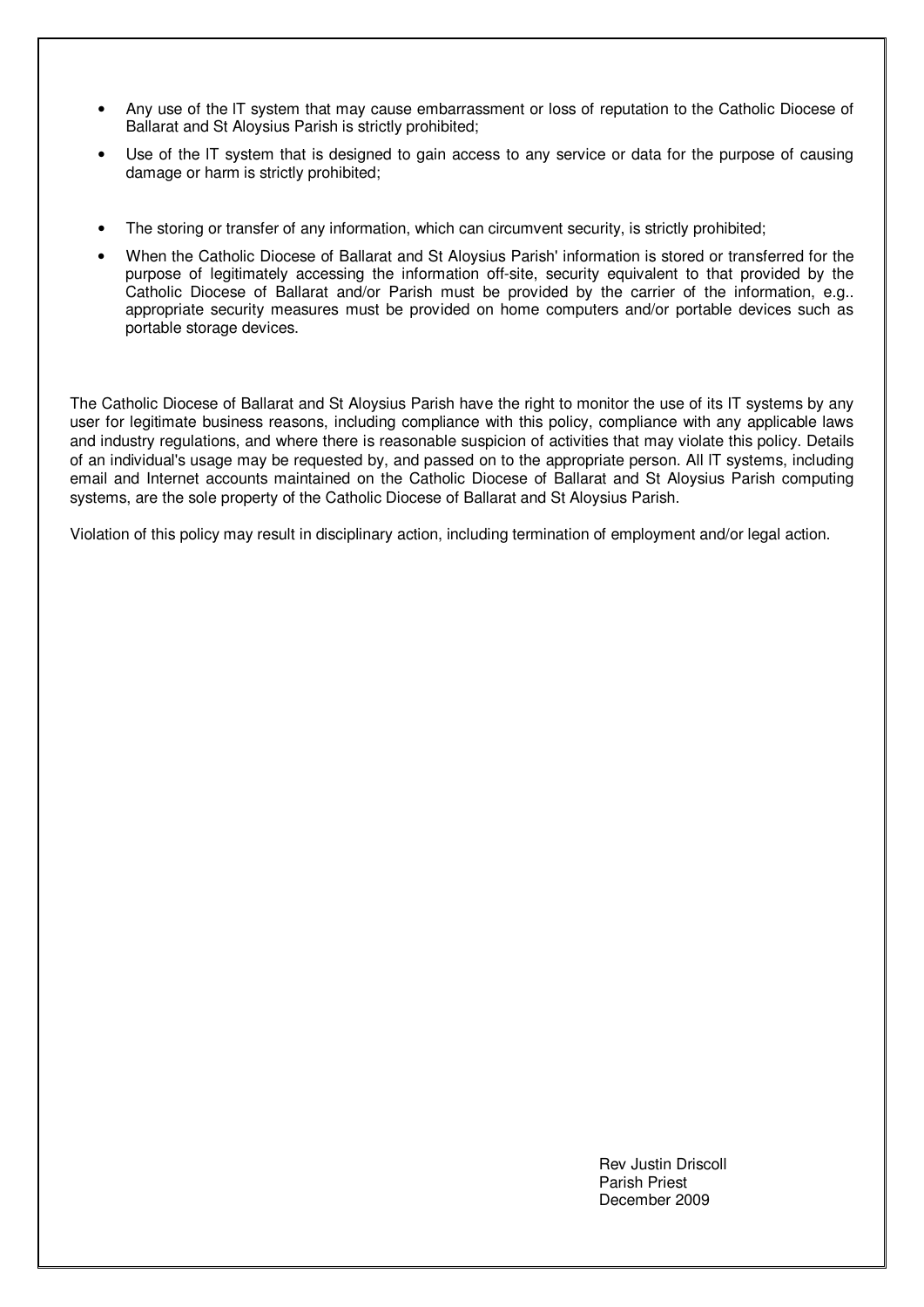- Any use of the IT system that may cause embarrassment or loss of reputation to the Catholic Diocese of Ballarat and St Aloysius Parish is strictly prohibited;
- Use of the IT system that is designed to gain access to any service or data for the purpose of causing damage or harm is strictly prohibited;
- The storing or transfer of any information, which can circumvent security, is strictly prohibited;
- When the Catholic Diocese of Ballarat and St Aloysius Parish' information is stored or transferred for the purpose of legitimately accessing the information off-site, security equivalent to that provided by the Catholic Diocese of Ballarat and/or Parish must be provided by the carrier of the information, e.g.. appropriate security measures must be provided on home computers and/or portable devices such as portable storage devices.

The Catholic Diocese of Ballarat and St Aloysius Parish have the right to monitor the use of its IT systems by any user for legitimate business reasons, including compliance with this policy, compliance with any applicable laws and industry regulations, and where there is reasonable suspicion of activities that may violate this policy. Details of an individual's usage may be requested by, and passed on to the appropriate person. All IT systems, including email and Internet accounts maintained on the Catholic Diocese of Ballarat and St Aloysius Parish computing systems, are the sole property of the Catholic Diocese of Ballarat and St Aloysius Parish.

Violation of this policy may result in disciplinary action, including termination of employment and/or legal action.

Rev Justin Driscoll
Parish Priest
December 2009